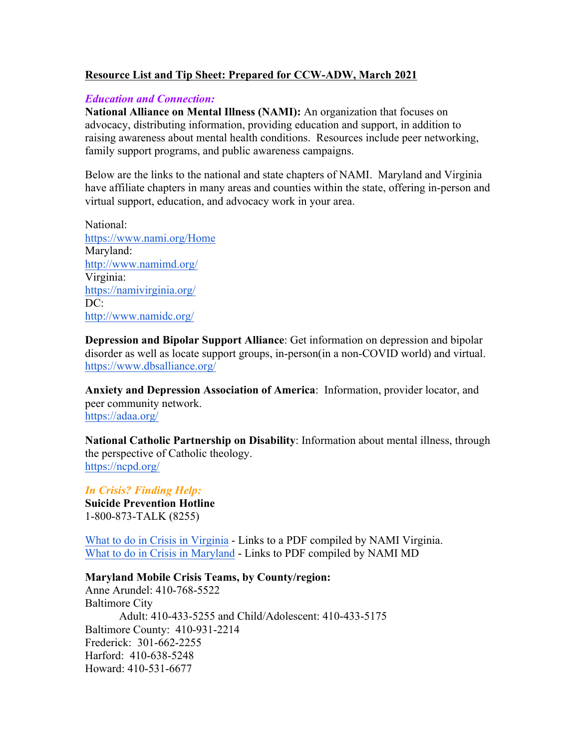**Resource List and Tip Sheet: Prepared for CCW-ADW, March 2021**

***Education and Connection:***

**National Alliance on Mental Illness (NAMI):** An organization that focuses on advocacy, distributing information, providing education and support, in addition to raising awareness about mental health conditions. Resources include peer networking, family support programs, and public awareness campaigns.

Below are the links to the national and state chapters of NAMI. Maryland and Virginia have affiliate chapters in many areas and counties within the state, offering in-person and virtual support, education, and advocacy work in your area.

National:
https://www.nami.org/Home
Maryland:
http://www.namimd.org/
Virginia:
https://namivirginia.org/
DC:
http://www.namidc.org/

**Depression and Bipolar Support Alliance**: Get information on depression and bipolar disorder as well as locate support groups, in-person(in a non-COVID world) and virtual.
https://www.dbsalliance.org/

**Anxiety and Depression Association of America**: Information, provider locator, and peer community network.
https://adaa.org/

**National Catholic Partnership on Disability**: Information about mental illness, through the perspective of Catholic theology.
https://ncpd.org/

***In Crisis? Finding Help:***

**Suicide Prevention Hotline**
1-800-873-TALK (8255)

What to do in Crisis in Virginia - Links to a PDF compiled by NAMI Virginia.
What to do in Crisis in Maryland - Links to PDF compiled by NAMI MD

**Maryland Mobile Crisis Teams, by County/region:**
Anne Arundel: 410-768-5522
Baltimore City
 Adult: 410-433-5255 and Child/Adolescent: 410-433-5175
Baltimore County: 410-931-2214
Frederick: 301-662-2255
Harford: 410-638-5248
Howard: 410-531-6677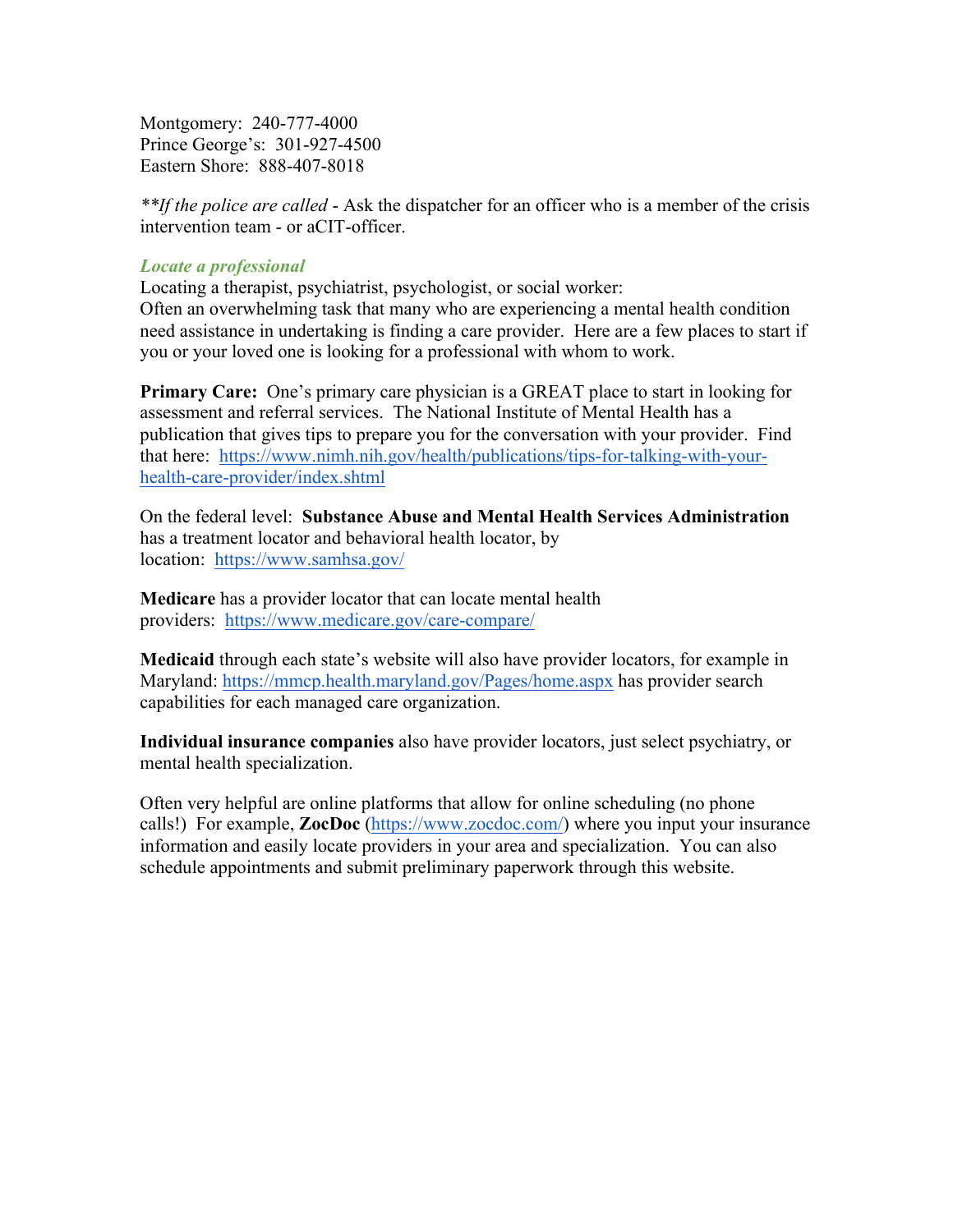Montgomery: 240-777-4000
Prince George's: 301-927-4500
Eastern Shore: 888-407-8018

*\*\*If the police are called* - Ask the dispatcher for an officer who is a member of the crisis intervention team - or aCIT-officer.

### *Locate a professional*

Locating a therapist, psychiatrist, psychologist, or social worker:
Often an overwhelming task that many who are experiencing a mental health condition need assistance in undertaking is finding a care provider. Here are a few places to start if you or your loved one is looking for a professional with whom to work.

**Primary Care:** One's primary care physician is a GREAT place to start in looking for assessment and referral services. The National Institute of Mental Health has a publication that gives tips to prepare you for the conversation with your provider. Find that here: [https://www.nimh.nih.gov/health/publications/tips-for-talking-with-your-health-care-provider/index.shtml](https://www.nimh.nih.gov/health/publications/tips-for-talking-with-your-health-care-provider/index.shtml)

On the federal level: **Substance Abuse and Mental Health Services Administration** has a treatment locator and behavioral health locator, by location: [https://www.samhsa.gov/](https://www.samhsa.gov/)

**Medicare** has a provider locator that can locate mental health providers: [https://www.medicare.gov/care-compare/](https://www.medicare.gov/care-compare/)

**Medicaid** through each state's website will also have provider locators, for example in Maryland: [https://mmcp.health.maryland.gov/Pages/home.aspx](https://mmcp.health.maryland.gov/Pages/home.aspx) has provider search capabilities for each managed care organization.

**Individual insurance companies** also have provider locators, just select psychiatry, or mental health specialization.

Often very helpful are online platforms that allow for online scheduling (no phone calls!) For example, **ZocDoc** ([https://www.zocdoc.com/](https://www.zocdoc.com/)) where you input your insurance information and easily locate providers in your area and specialization. You can also schedule appointments and submit preliminary paperwork through this website.